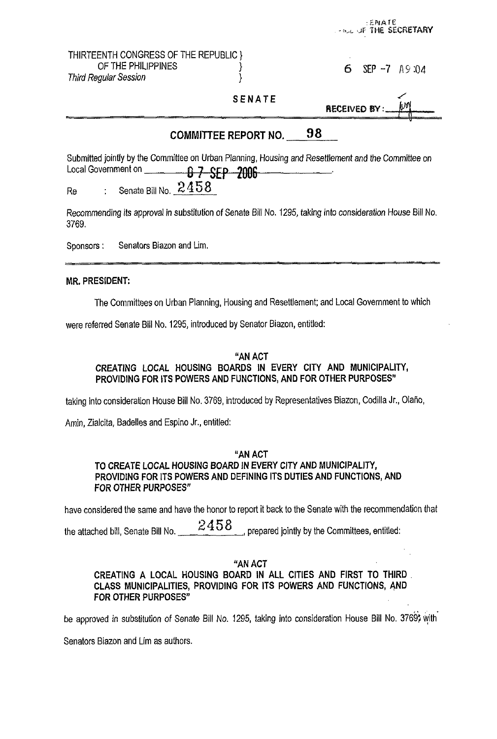SENATE
OFFICE OF THE SECRETARY

THIRTEENTH CONGRESS OF THE REPUBLIC }
OF THE PHILIPPINES }
*Third Regular Session* }

6 SEP -7 A9:04

**SENATE**

RECEIVED BY: ______

## COMMITTEE REPORT NO. 98

Submitted jointly by the Committee on Urban Planning, Housing and Resettlement and the Committee on Local Government on 07 SEP 2006.

Re : Senate Bill No. 2458

Recommending its approval in substitution of Senate Bill No. 1295, taking into consideration House Bill No. 3769.

Sponsors : Senators Biazon and Lim.

---

**MR. PRESIDENT:**

The Committees on Urban Planning, Housing and Resettlement; and Local Government to which were referred Senate Bill No. 1295, introduced by Senator Biazon, entitled:

**"AN ACT**
**CREATING LOCAL HOUSING BOARDS IN EVERY CITY AND MUNICIPALITY, PROVIDING FOR ITS POWERS AND FUNCTIONS, AND FOR OTHER PURPOSES"**

taking into consideration House Bill No. 3769, introduced by Representatives Biazon, Codilla Jr., Olaño, Amin, Zialcita, Badelles and Espino Jr., entitled:

**"AN ACT**
**TO CREATE LOCAL HOUSING BOARD IN EVERY CITY AND MUNICIPALITY, PROVIDING FOR ITS POWERS AND DEFINING ITS DUTIES AND FUNCTIONS, AND FOR OTHER PURPOSES"**

have considered the same and have the honor to report it back to the Senate with the recommendation that the attached bill, Senate Bill No. 2458, prepared jointly by the Committees, entitled:

**"AN ACT**
**CREATING A LOCAL HOUSING BOARD IN ALL CITIES AND FIRST TO THIRD CLASS MUNICIPALITIES, PROVIDING FOR ITS POWERS AND FUNCTIONS, AND FOR OTHER PURPOSES"**

be approved in substitution of Senate Bill No. 1295, taking into consideration House Bill No. 3769, with Senators Biazon and Lim as authors.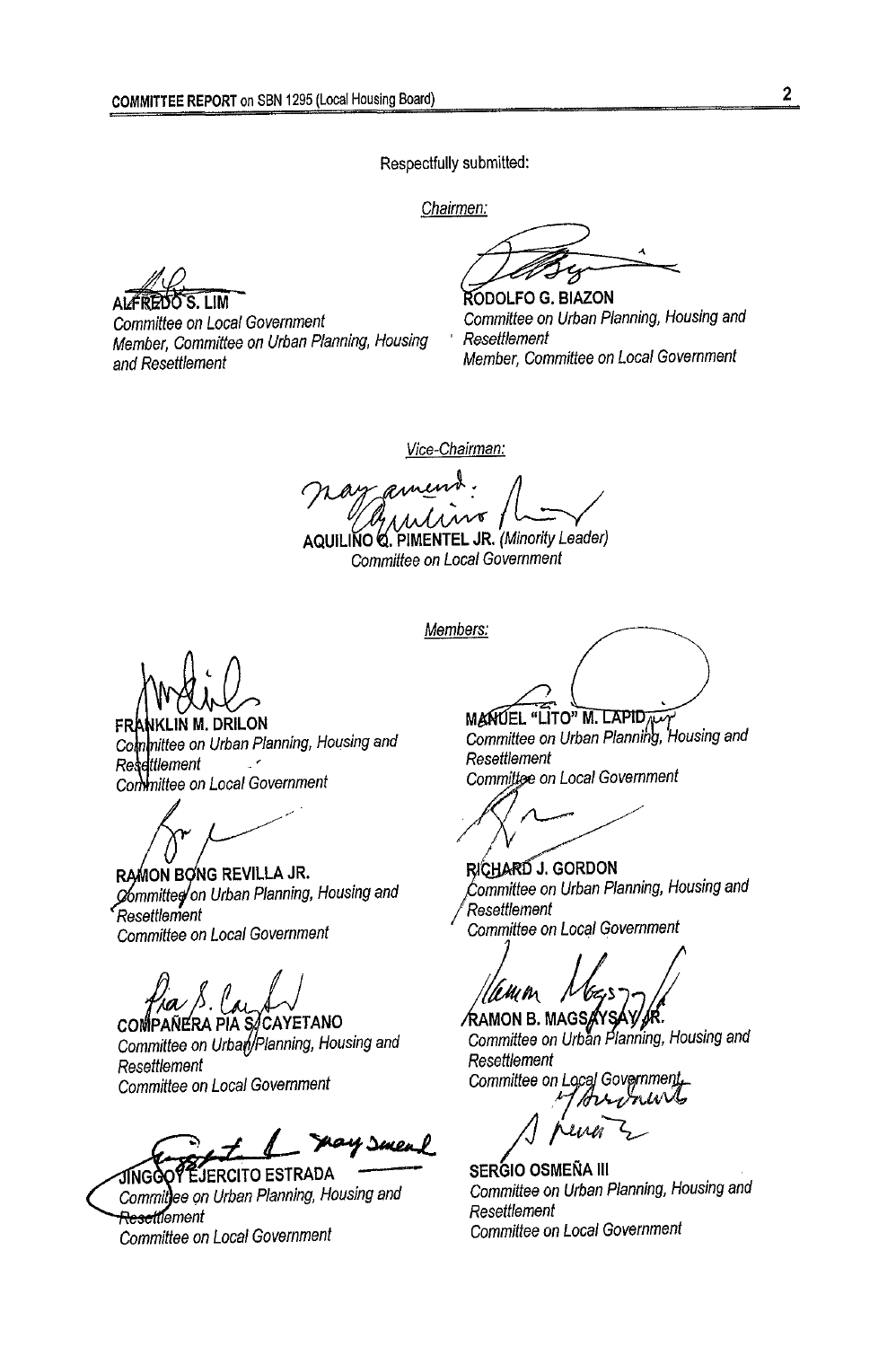Respectfully submitted:

*Chairmen:*

**ALFREDO S. LIM**
*Committee on Local Government*
*Member, Committee on Urban Planning, Housing and Resettlement*

**RODOLFO G. BIAZON**
*Committee on Urban Planning, Housing and Resettlement*
*Member, Committee on Local Government*

*Vice-Chairman:*

may amend:

**AQUILINO Q. PIMENTEL JR.** *(Minority Leader)*
*Committee on Local Government*

*Members:*

**FRANKLIN M. DRILON**
*Committee on Urban Planning, Housing and Resettlement*
*Committee on Local Government*

**MANUEL "LITO" M. LAPID**
*Committee on Urban Planning, Housing and Resettlement*
*Committee on Local Government*

**RAMON BONG REVILLA JR.**
*Committee on Urban Planning, Housing and Resettlement*
*Committee on Local Government*

**RICHARD J. GORDON**
*Committee on Urban Planning, Housing and Resettlement*
*Committee on Local Government*

**COMPAÑERA PIA S. CAYETANO**
*Committee on Urban Planning, Housing and Resettlement*
*Committee on Local Government*

**RAMON B. MAGSAYSAY JR.**
*Committee on Urban Planning, Housing and Resettlement*
*Committee on Local Government*

may amend

**JINGGOY EJERCITO ESTRADA**
*Committee on Urban Planning, Housing and Resettlement*
*Committee on Local Government*

w/ amendments

**SERGIO OSMEÑA III**
*Committee on Urban Planning, Housing and Resettlement*
*Committee on Local Government*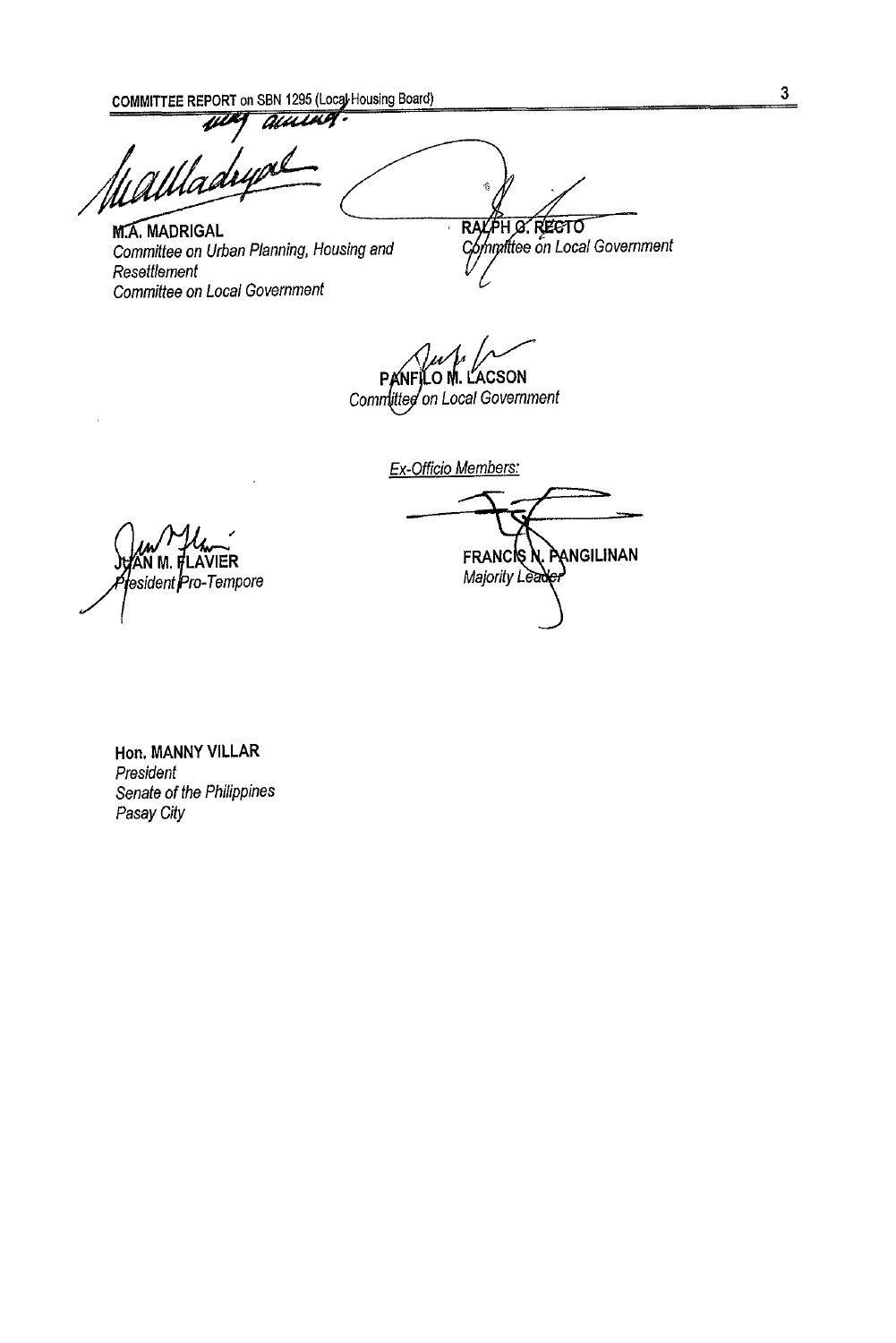*may amend.*

**M.A. MADRIGAL**
*Committee on Urban Planning, Housing and Resettlement*
*Committee on Local Government*

**RALPH G. RECTO**
*Committee on Local Government*

**PANFILO M. LACSON**
*Committee on Local Government*

*Ex-Officio Members:*

**JUAN M. FLAVIER**
*President Pro-Tempore*

**FRANCIS N. PANGILINAN**
*Majority Leader*

**Hon. MANNY VILLAR**
*President*
*Senate of the Philippines*
*Pasay City*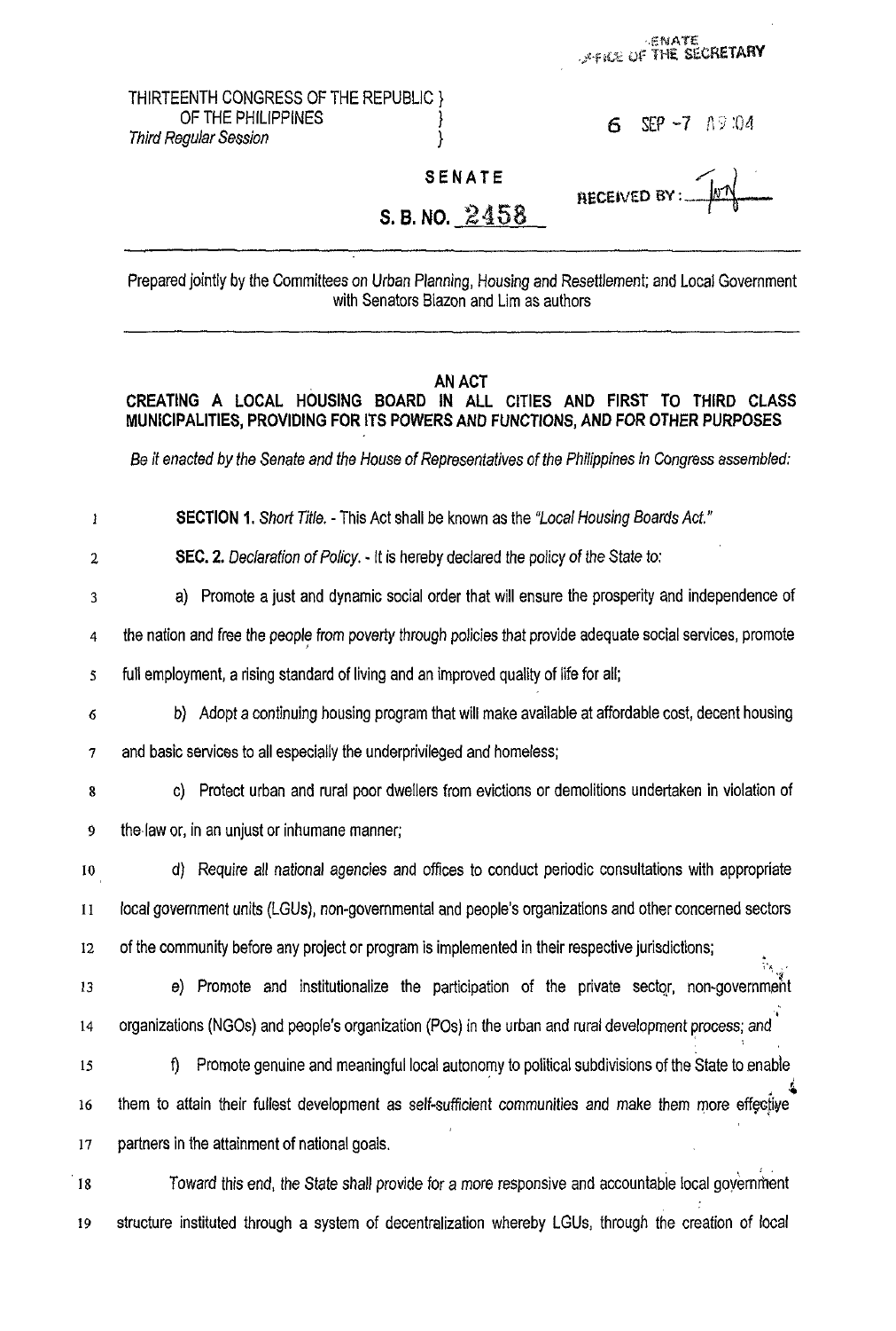SENATE
OFFICE OF THE SECRETARY

THIRTEENTH CONGRESS OF THE REPUBLIC }
OF THE PHILIPPINES }
*Third Regular Session* }

6 SEP -7 A9:04

**SENATE**

RECEIVED BY: 

**S. B. NO. 2458**

---

Prepared jointly by the Committees on Urban Planning, Housing and Resettlement; and Local Government with Senators Biazon and Lim as authors

---

**AN ACT**
**CREATING A LOCAL HOUSING BOARD IN ALL CITIES AND FIRST TO THIRD CLASS MUNICIPALITIES, PROVIDING FOR ITS POWERS AND FUNCTIONS, AND FOR OTHER PURPOSES**

*Be it enacted by the Senate and the House of Representatives of the Philippines in Congress assembled:*

1 **SECTION 1.** *Short Title.* - This Act shall be known as the *"Local Housing Boards Act."*

2 **SEC. 2.** *Declaration of Policy.* - It is hereby declared the policy of the State to:

3 a) Promote a just and dynamic social order that will ensure the prosperity and independence of
4 the nation and free the people from poverty through policies that provide adequate social services, promote
5 full employment, a rising standard of living and an improved quality of life for all;

6 b) Adopt a continuing housing program that will make available at affordable cost, decent housing
7 and basic services to all especially the underprivileged and homeless;

8 c) Protect urban and rural poor dwellers from evictions or demolitions undertaken in violation of
9 the law or, in an unjust or inhumane manner;

10 d) Require all national agencies and offices to conduct periodic consultations with appropriate
11 local government units (LGUs), non-governmental and people's organizations and other concerned sectors
12 of the community before any project or program is implemented in their respective jurisdictions;

13 e) Promote and institutionalize the participation of the private sector, non-government
14 organizations (NGOs) and people's organization (POs) in the urban and rural development process; and

15 f) Promote genuine and meaningful local autonomy to political subdivisions of the State to enable
16 them to attain their fullest development as self-sufficient communities and make them more effective
17 partners in the attainment of national goals.

18 Toward this end, the State shall provide for a more responsive and accountable local government
19 structure instituted through a system of decentralization whereby LGUs, through the creation of local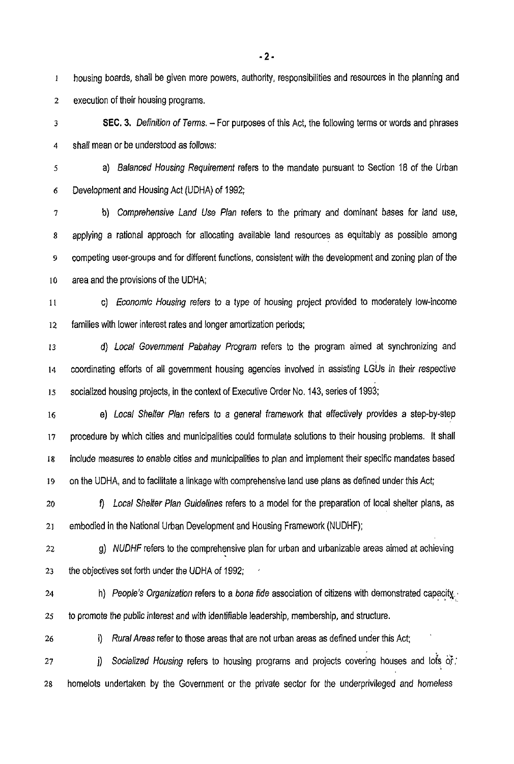housing boards, shall be given more powers, authority, responsibilities and resources in the planning and execution of their housing programs.

**SEC. 3.** *Definition of Terms.* – For purposes of this Act, the following terms or words and phrases shall mean or be understood as follows:

a) *Balanced Housing Requirement* refers to the mandate pursuant to Section 18 of the Urban Development and Housing Act (UDHA) of 1992;

b) *Comprehensive Land Use Plan* refers to the primary and dominant bases for land use, applying a rational approach for allocating available land resources as equitably as possible among competing user-groups and for different functions, consistent with the development and zoning plan of the area and the provisions of the UDHA;

c) *Economic Housing* refers to a type of housing project provided to moderately low-income families with lower interest rates and longer amortization periods;

d) *Local Government Pabahay Program* refers to the program aimed at synchronizing and coordinating efforts of all government housing agencies involved in assisting LGUs in their respective socialized housing projects, in the context of Executive Order No. 143, series of 1993;

e) *Local Shelter Plan* refers to a general framework that effectively provides a step-by-step procedure by which cities and municipalities could formulate solutions to their housing problems. It shall include measures to enable cities and municipalities to plan and implement their specific mandates based on the UDHA, and to facilitate a linkage with comprehensive land use plans as defined under this Act;

f) *Local Shelter Plan Guidelines* refers to a model for the preparation of local shelter plans, as embodied in the National Urban Development and Housing Framework (NUDHF);

g) *NUDHF* refers to the comprehensive plan for urban and urbanizable areas aimed at achieving the objectives set forth under the UDHA of 1992;

h) *People's Organization* refers to a *bona fide* association of citizens with demonstrated capacity to promote the public interest and with identifiable leadership, membership, and structure.

i) *Rural Areas* refer to those areas that are not urban areas as defined under this Act;

j) *Socialized Housing* refers to housing programs and projects covering houses and lots or homelots undertaken by the Government or the private sector for the underprivileged and homeless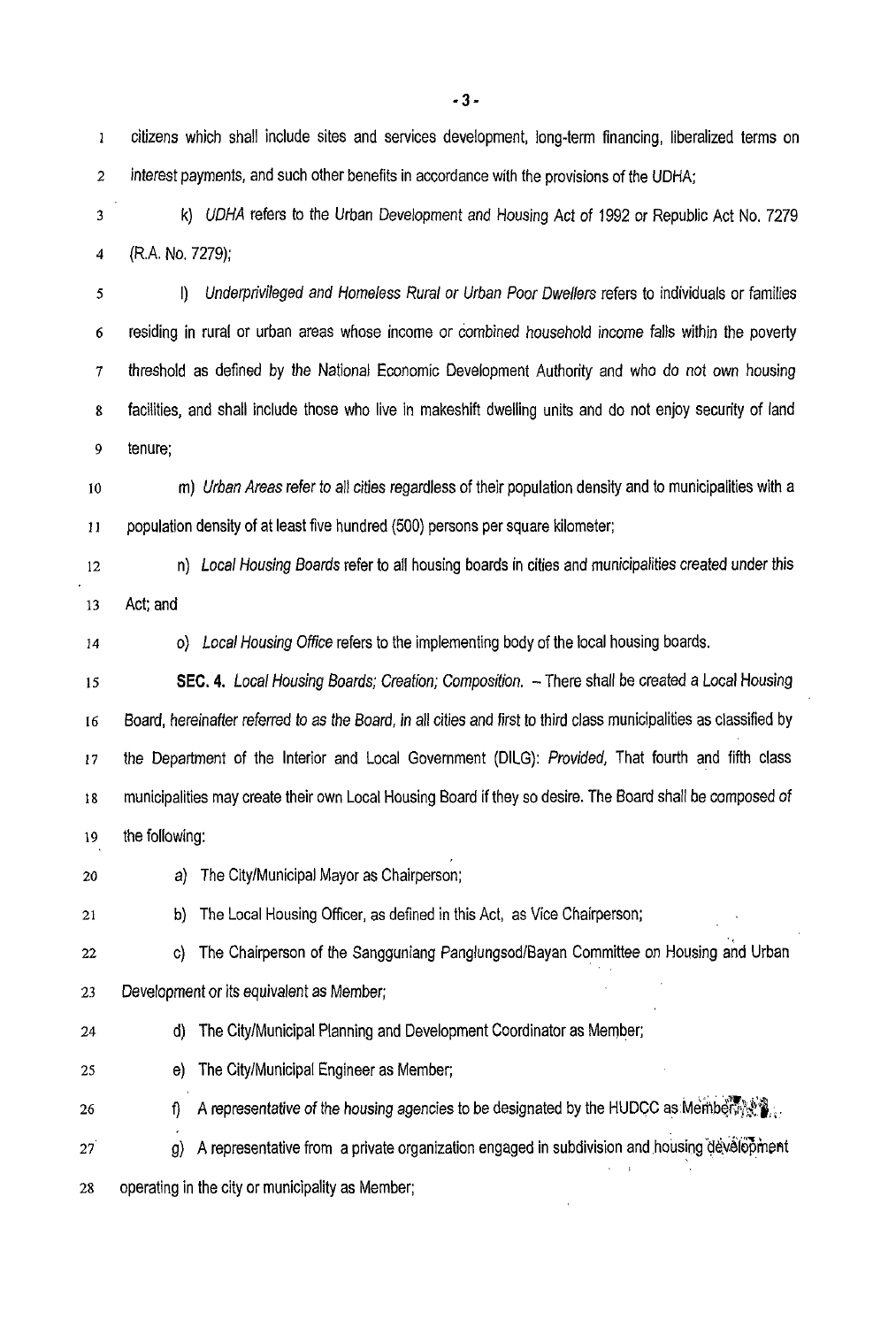citizens which shall include sites and services development, long-term financing, liberalized terms on interest payments, and such other benefits in accordance with the provisions of the UDHA;

k) *UDHA* refers to the Urban Development and Housing Act of 1992 or Republic Act No. 7279 (R.A. No. 7279);

l) *Underprivileged and Homeless Rural or Urban Poor Dwellers* refers to individuals or families residing in rural or urban areas whose income or combined household income falls within the poverty threshold as defined by the National Economic Development Authority and who do not own housing facilities, and shall include those who live in makeshift dwelling units and do not enjoy security of land tenure;

m) *Urban Areas* refer to all cities regardless of their population density and to municipalities with a population density of at least five hundred (500) persons per square kilometer;

n) *Local Housing Boards* refer to all housing boards in cities and municipalities created under this Act; and

o) *Local Housing Office* refers to the implementing body of the local housing boards.

**SEC. 4.** *Local Housing Boards; Creation; Composition.* – There shall be created a Local Housing Board, hereinafter referred to as the Board, in all cities and first to third class municipalities as classified by the Department of the Interior and Local Government (DILG): *Provided,* That fourth and fifth class municipalities may create their own Local Housing Board if they so desire. The Board shall be composed of the following:

a) The City/Municipal Mayor as Chairperson;

b) The Local Housing Officer, as defined in this Act, as Vice Chairperson;

c) The Chairperson of the Sangguniang Panglungsod/Bayan Committee on Housing and Urban Development or its equivalent as Member;

d) The City/Municipal Planning and Development Coordinator as Member;

e) The City/Municipal Engineer as Member;

f) A representative of the housing agencies to be designated by the HUDCC as Member;

g) A representative from a private organization engaged in subdivision and housing development operating in the city or municipality as Member;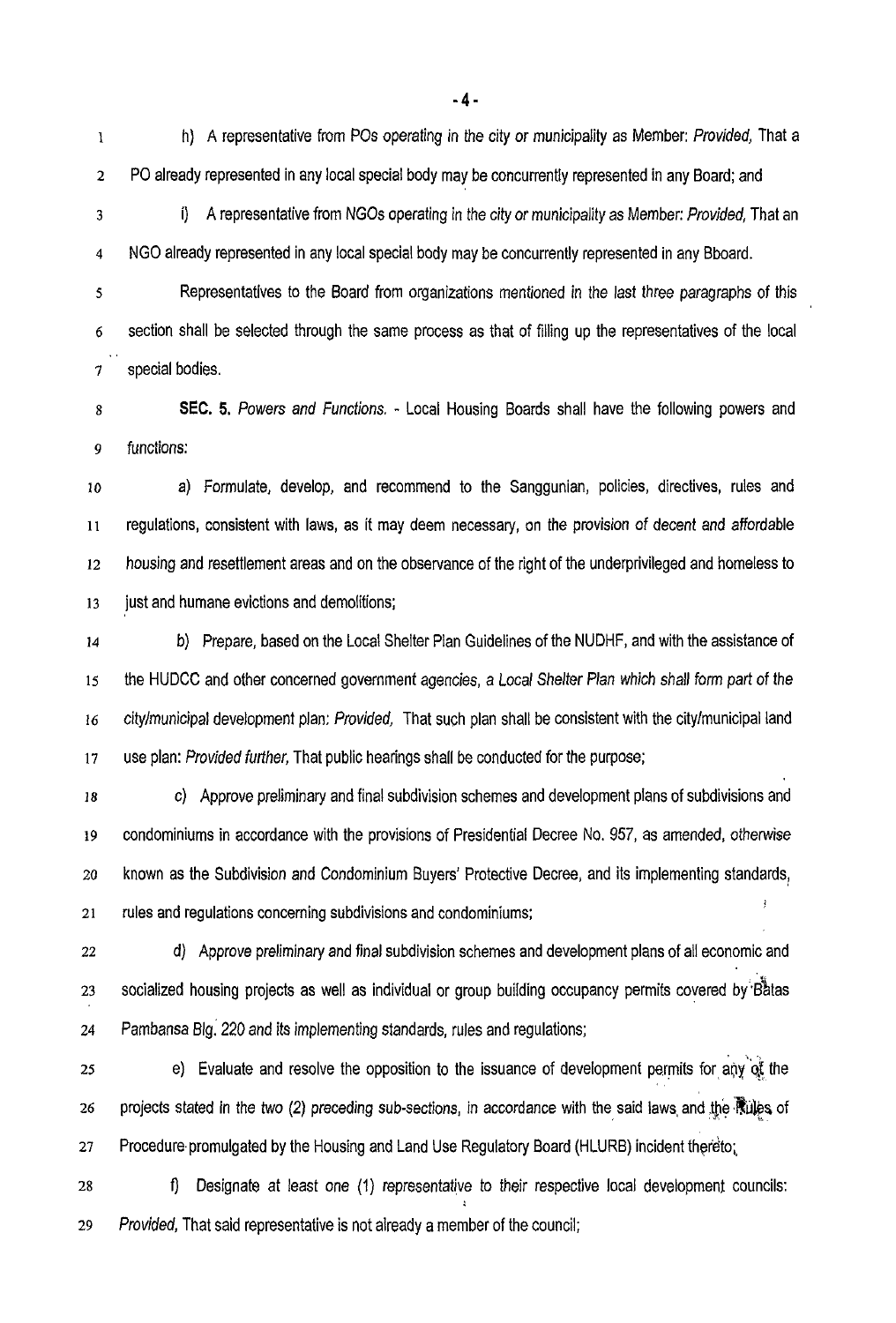h) A representative from POs operating in the city or municipality as Member: *Provided*, That a PO already represented in any local special body may be concurrently represented in any Board; and

i) A representative from NGOs operating in the city or municipality as Member: *Provided*, That an NGO already represented in any local special body may be concurrently represented in any Bboard.

Representatives to the Board from organizations mentioned in the last three paragraphs of this section shall be selected through the same process as that of filling up the representatives of the local special bodies.

**SEC. 5.** *Powers and Functions.* - Local Housing Boards shall have the following powers and functions:

a) Formulate, develop, and recommend to the Sanggunian, policies, directives, rules and regulations, consistent with laws, as it may deem necessary, on the provision of decent and affordable housing and resettlement areas and on the observance of the right of the underprivileged and homeless to just and humane evictions and demolitions;

b) Prepare, based on the Local Shelter Plan Guidelines of the NUDHF, and with the assistance of the HUDCC and other concerned government agencies, a *Local Shelter Plan which shall form part of the city/municipal development plan*: *Provided*, That such plan shall be consistent with the city/municipal land use plan: *Provided further*, That public hearings shall be conducted for the purpose;

c) Approve preliminary and final subdivision schemes and development plans of subdivisions and condominiums in accordance with the provisions of Presidential Decree No. 957, as amended, otherwise known as the Subdivision and Condominium Buyers' Protective Decree, and its implementing standards, rules and regulations concerning subdivisions and condominiums;

d) Approve preliminary and final subdivision schemes and development plans of all economic and socialized housing projects as well as individual or group building occupancy permits covered by Batas Pambansa Blg. 220 and its implementing standards, rules and regulations;

e) Evaluate and resolve the opposition to the issuance of development permits for any of the projects stated in the two (2) preceding sub-sections, in accordance with the said laws and the Rules of Procedure promulgated by the Housing and Land Use Regulatory Board (HLURB) incident thereto;

f) Designate at least one (1) representative to their respective local development councils: *Provided*, That said representative is not already a member of the council;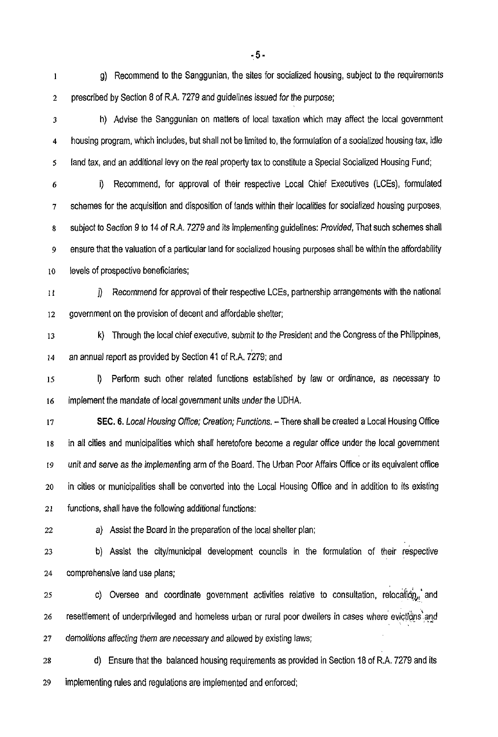g) Recommend to the Sanggunian, the sites for socialized housing, subject to the requirements prescribed by Section 8 of R.A. 7279 and guidelines issued for the purpose;

h) Advise the Sanggunian on matters of local taxation which may affect the local government housing program, which includes, but shall not be limited to, the formulation of a socialized housing tax, idle land tax, and an additional levy on the real property tax to constitute a Special Socialized Housing Fund;

i) Recommend, for approval of their respective Local Chief Executives (LCEs), formulated schemes for the acquisition and disposition of lands within their localities for socialized housing purposes, subject to Section 9 to 14 of R.A. 7279 and its implementing guidelines: *Provided*, That such schemes shall ensure that the valuation of a particular land for socialized housing purposes shall be within the affordability levels of prospective beneficiaries;

j) Recommend for approval of their respective LCEs, partnership arrangements with the national government on the provision of decent and affordable shelter;

k) Through the local chief executive, submit to the President and the Congress of the Philippines, an annual report as provided by Section 41 of R.A. 7279; and

l) Perform such other related functions established by law or ordinance, as necessary to implement the mandate of local government units under the UDHA.

**SEC. 6.** *Local Housing Office; Creation; Functions.* – There shall be created a Local Housing Office in all cities and municipalities which shall heretofore become a regular office under the local government unit and serve as the implementing arm of the Board. The Urban Poor Affairs Office or its equivalent office in cities or municipalities shall be converted into the Local Housing Office and in addition to its existing functions, shall have the following additional functions:

a) Assist the Board in the preparation of the local shelter plan;

b) Assist the city/municipal development councils in the formulation of their respective comprehensive land use plans;

c) Oversee and coordinate government activities relative to consultation, relocation, and resettlement of underprivileged and homeless urban or rural poor dwellers in cases where evictions and demolitions affecting them are necessary and allowed by existing laws;

d) Ensure that the balanced housing requirements as provided in Section 18 of R.A. 7279 and its implementing rules and regulations are implemented and enforced;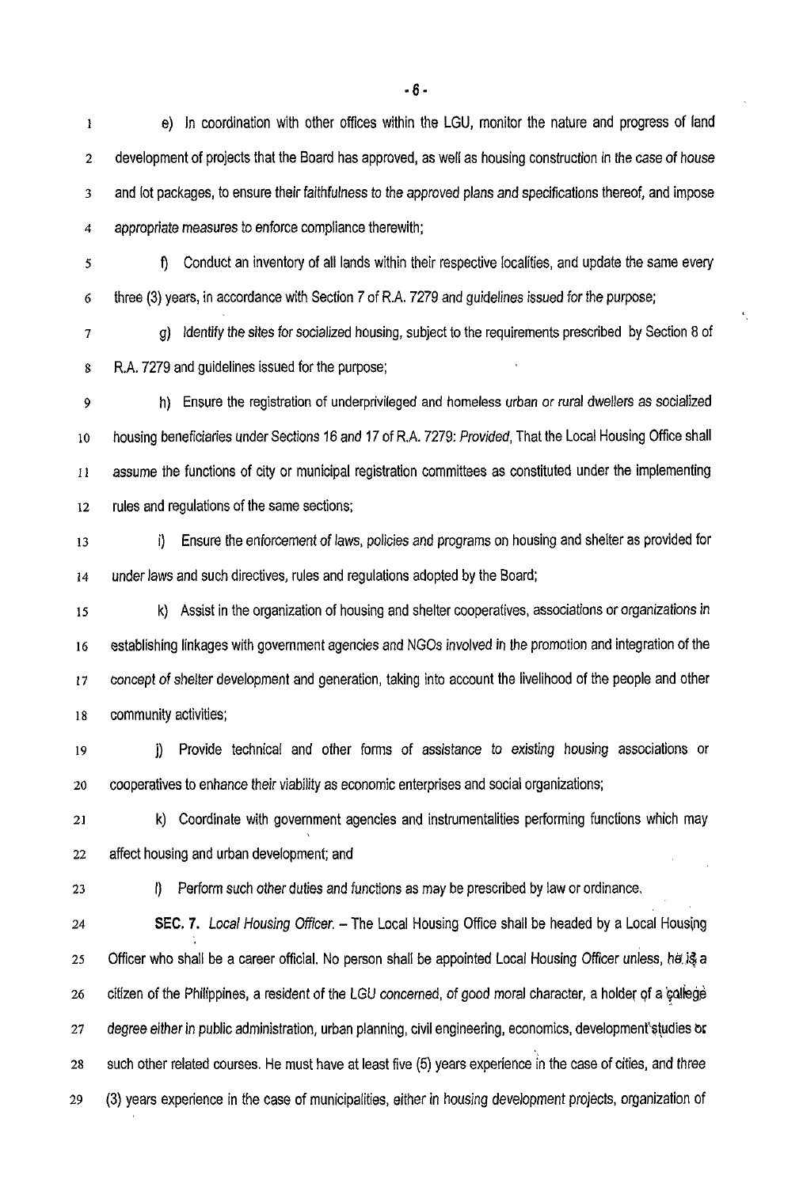e) In coordination with other offices within the LGU, monitor the nature and progress of land development of projects that the Board has approved, as well as housing construction in the case of house and lot packages, to ensure their faithfulness to the approved plans and specifications thereof, and impose appropriate measures to enforce compliance therewith;

f) Conduct an inventory of all lands within their respective localities, and update the same every three (3) years, in accordance with Section 7 of R.A. 7279 and guidelines issued for the purpose;

g) Identify the sites for socialized housing, subject to the requirements prescribed by Section 8 of R.A. 7279 and guidelines issued for the purpose;

h) Ensure the registration of underprivileged and homeless urban or rural dwellers as socialized housing beneficiaries under Sections 16 and 17 of R.A. 7279: *Provided*, That the Local Housing Office shall assume the functions of city or municipal registration committees as constituted under the implementing rules and regulations of the same sections;

i) Ensure the enforcement of laws, policies and programs on housing and shelter as provided for under laws and such directives, rules and regulations adopted by the Board;

k) Assist in the organization of housing and shelter cooperatives, associations or organizations in establishing linkages with government agencies and NGOs involved in the promotion and integration of the concept of shelter development and generation, taking into account the livelihood of the people and other community activities;

j) Provide technical and other forms of assistance to existing housing associations or cooperatives to enhance their viability as economic enterprises and social organizations;

k) Coordinate with government agencies and instrumentalities performing functions which may affect housing and urban development; and

l) Perform such other duties and functions as may be prescribed by law or ordinance.

**SEC. 7.** *Local Housing Officer.* – The Local Housing Office shall be headed by a Local Housing Officer who shall be a career official. No person shall be appointed Local Housing Officer unless, he is a citizen of the Philippines, a resident of the LGU concerned, of good moral character, a holder of a college degree either in public administration, urban planning, civil engineering, economics, development studies or such other related courses. He must have at least five (5) years experience in the case of cities, and three (3) years experience in the case of municipalities, either in housing development projects, organization of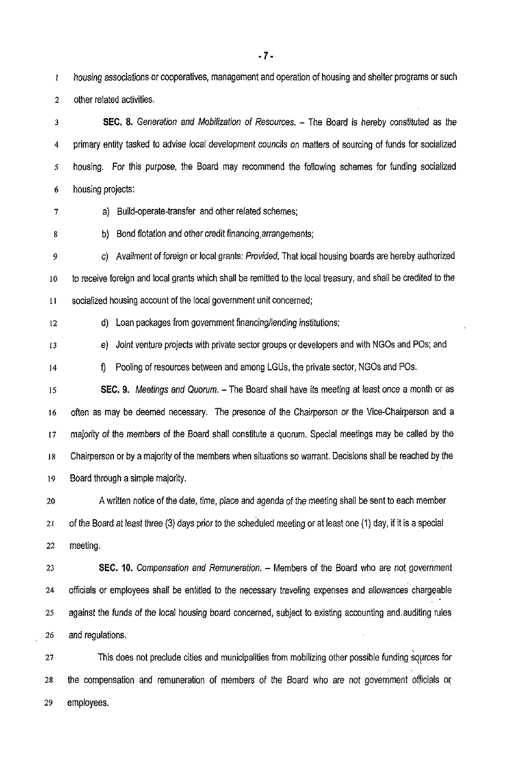housing associations or cooperatives, management and operation of housing and shelter programs or such other related activities.

**SEC. 8.** *Generation and Mobilization of Resources.* – The Board is hereby constituted as the primary entity tasked to advise local development councils on matters of sourcing of funds for socialized housing. For this purpose, the Board may recommend the following schemes for funding socialized housing projects:

a) Build-operate-transfer and other related schemes;

b) Bond flotation and other credit financing arrangements;

c) Availment of foreign or local grants: *Provided*, That local housing boards are hereby authorized to receive foreign and local grants which shall be remitted to the local treasury, and shall be credited to the socialized housing account of the local government unit concerned;

d) Loan packages from government financing/lending institutions;

e) Joint venture projects with private sector groups or developers and with NGOs and POs; and

f) Pooling of resources between and among LGUs, the private sector, NGOs and POs.

**SEC. 9.** *Meetings and Quorum.* – The Board shall have its meeting at least once a month or as often as may be deemed necessary. The presence of the Chairperson or the Vice-Chairperson and a majority of the members of the Board shall constitute a quorum. Special meetings may be called by the Chairperson or by a majority of the members when situations so warrant. Decisions shall be reached by the Board through a simple majority.

A written notice of the date, time, place and agenda of the meeting shall be sent to each member of the Board at least three (3) days prior to the scheduled meeting or at least one (1) day, if it is a special meeting.

**SEC. 10.** *Compensation and Remuneration.* – Members of the Board who are not government officials or employees shall be entitled to the necessary traveling expenses and allowances chargeable against the funds of the local housing board concerned, subject to existing accounting and auditing rules and regulations.

This does not preclude cities and municipalities from mobilizing other possible funding sources for the compensation and remuneration of members of the Board who are not government officials or employees.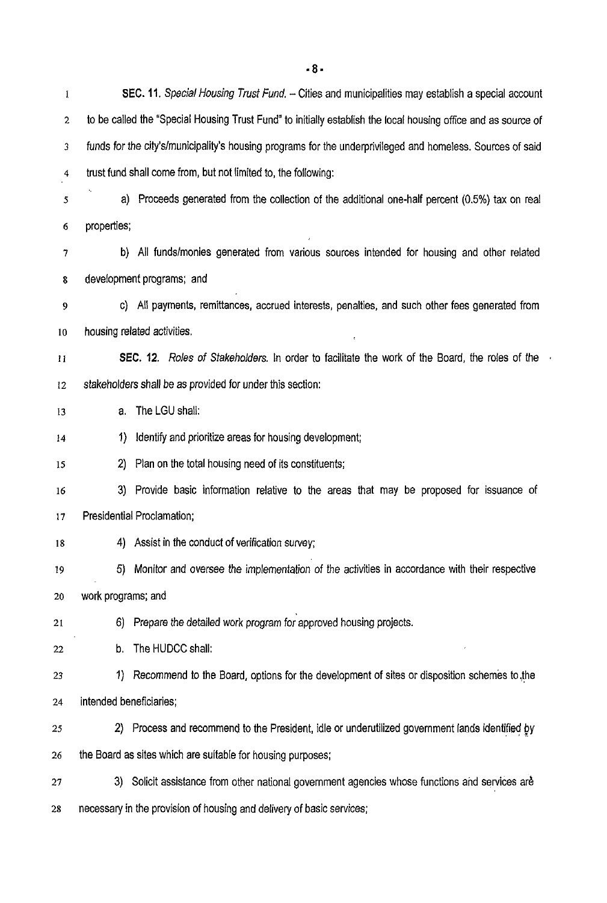**SEC. 11.** *Special Housing Trust Fund.* – Cities and municipalities may establish a special account to be called the "Special Housing Trust Fund" to initially establish the local housing office and as source of funds for the city's/municipality's housing programs for the underprivileged and homeless. Sources of said trust fund shall come from, but not limited to, the following:

a) Proceeds generated from the collection of the additional one-half percent (0.5%) tax on real properties;

b) All funds/monies generated from various sources intended for housing and other related development programs; and

c) All payments, remittances, accrued interests, penalties, and such other fees generated from housing related activities.

**SEC. 12.** *Roles of Stakeholders.* In order to facilitate the work of the Board, the roles of the stakeholders shall be as provided for under this section:

a. The LGU shall:

1) Identify and prioritize areas for housing development;

2) Plan on the total housing need of its constituents;

3) Provide basic information relative to the areas that may be proposed for issuance of Presidential Proclamation;

4) Assist in the conduct of verification survey;

5) Monitor and oversee the implementation of the activities in accordance with their respective work programs; and

6) Prepare the detailed work program for approved housing projects.

b. The HUDCC shall:

1) Recommend to the Board, options for the development of sites or disposition schemes to the intended beneficiaries;

2) Process and recommend to the President, idle or underutilized government lands identified by the Board as sites which are suitable for housing purposes;

3) Solicit assistance from other national government agencies whose functions and services are necessary in the provision of housing and delivery of basic services;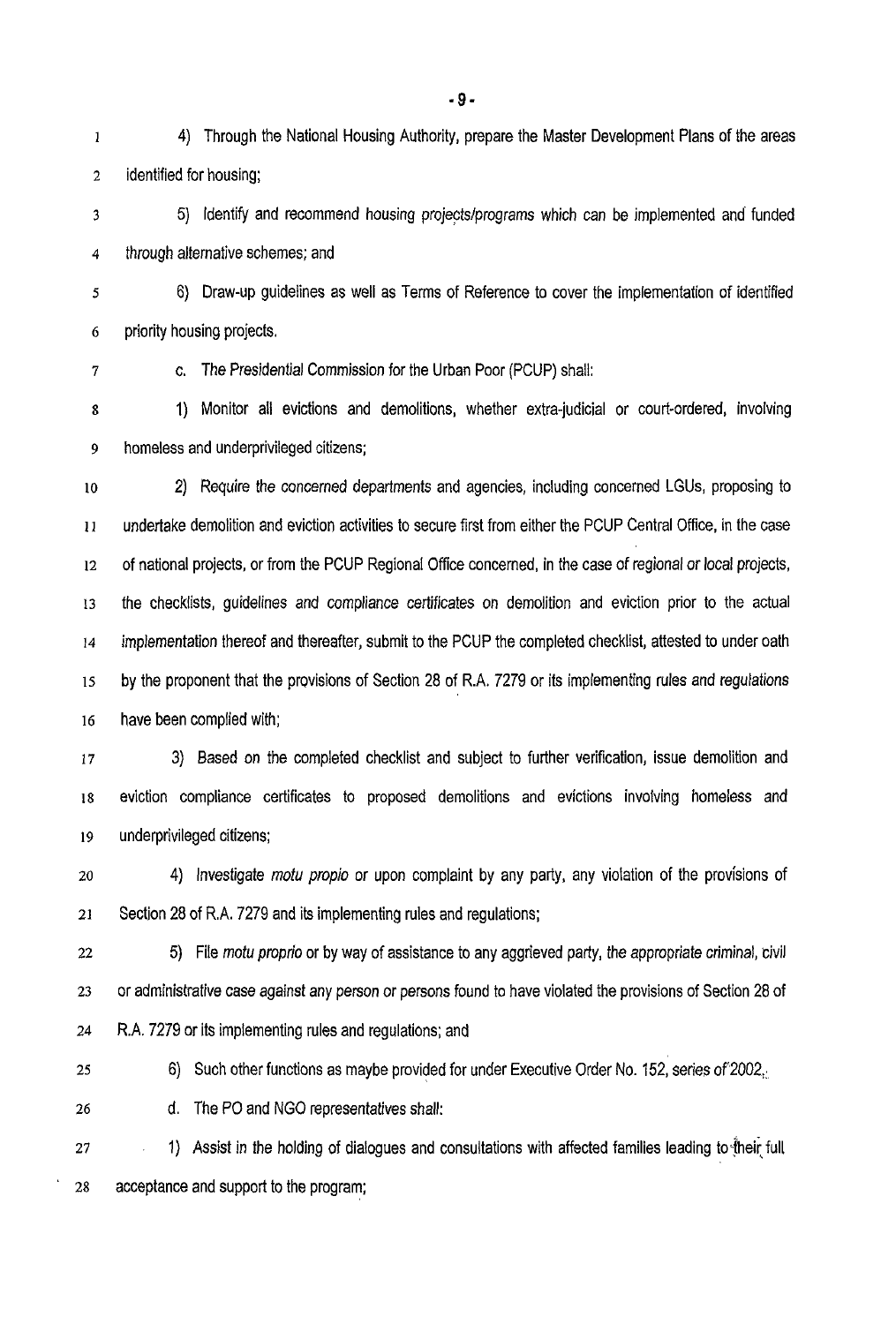4) Through the National Housing Authority, prepare the Master Development Plans of the areas identified for housing;

5) Identify and recommend housing projects/programs which can be implemented and funded through alternative schemes; and

6) Draw-up guidelines as well as Terms of Reference to cover the implementation of identified priority housing projects.

c. The Presidential Commission for the Urban Poor (PCUP) shall:

1) Monitor all evictions and demolitions, whether extra-judicial or court-ordered, involving homeless and underprivileged citizens;

2) Require the concerned departments and agencies, including concerned LGUs, proposing to undertake demolition and eviction activities to secure first from either the PCUP Central Office, in the case of national projects, or from the PCUP Regional Office concerned, in the case of regional or local projects, the checklists, guidelines and compliance certificates on demolition and eviction prior to the actual implementation thereof and thereafter, submit to the PCUP the completed checklist, attested to under oath by the proponent that the provisions of Section 28 of R.A. 7279 or its implementing rules and regulations have been complied with;

3) Based on the completed checklist and subject to further verification, issue demolition and eviction compliance certificates to proposed demolitions and evictions involving homeless and underprivileged citizens;

4) Investigate *motu propio* or upon complaint by any party, any violation of the provisions of Section 28 of R.A. 7279 and its implementing rules and regulations;

5) File *motu proprio* or by way of assistance to any aggrieved party, the appropriate criminal, civil or administrative case against any person or persons found to have violated the provisions of Section 28 of R.A. 7279 or its implementing rules and regulations; and

6) Such other functions as maybe provided for under Executive Order No. 152, series of 2002.

d. The PO and NGO representatives shall:

1) Assist in the holding of dialogues and consultations with affected families leading to their full acceptance and support to the program;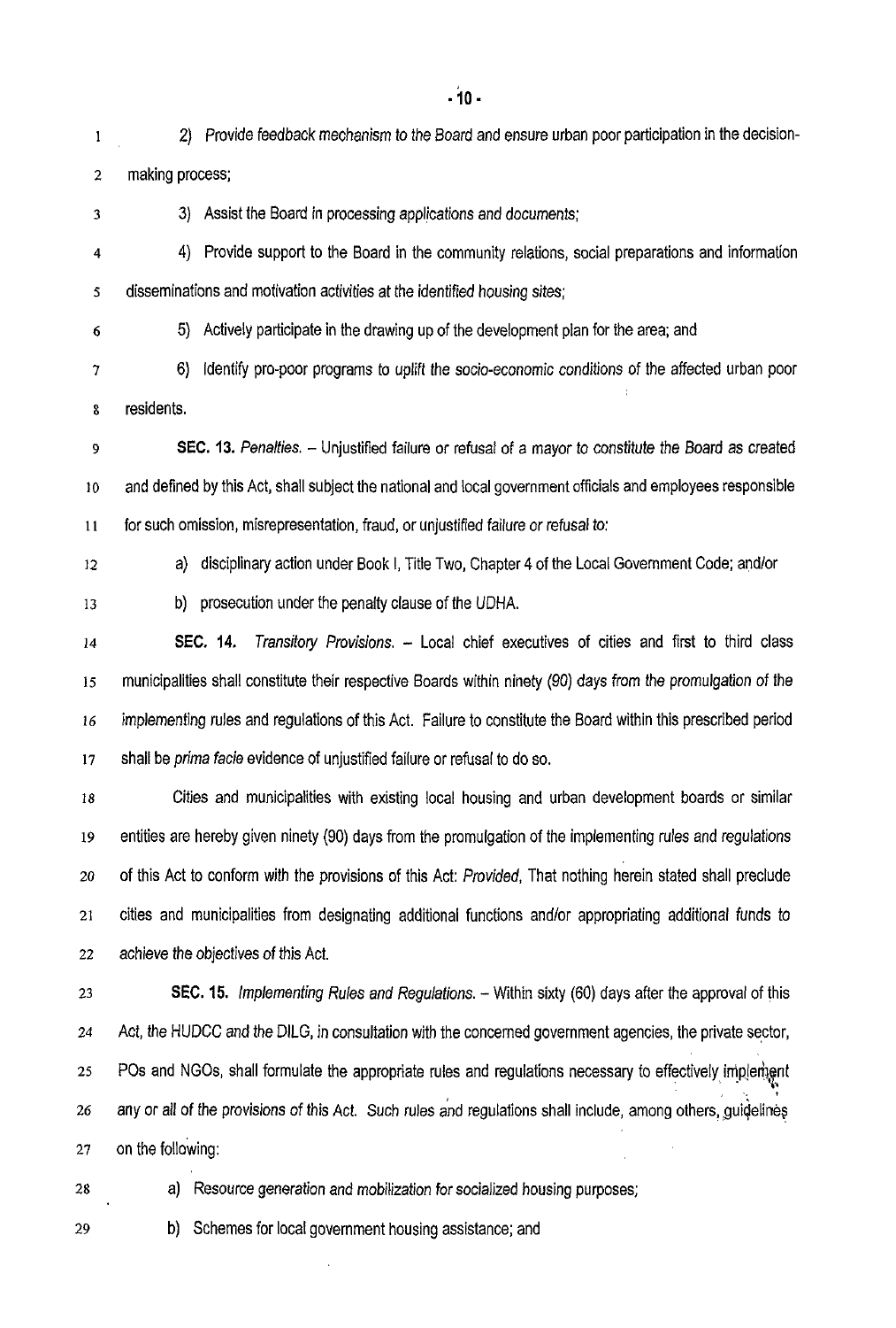2) Provide feedback mechanism to the Board and ensure urban poor participation in the decision-making process;

3) Assist the Board in processing applications and documents;

4) Provide support to the Board in the community relations, social preparations and information disseminations and motivation activities at the identified housing sites;

5) Actively participate in the drawing up of the development plan for the area; and

6) Identify pro-poor programs to uplift the socio-economic conditions of the affected urban poor residents.

**SEC. 13.** *Penalties.* – Unjustified failure or refusal of a mayor to constitute the Board as created and defined by this Act, shall subject the national and local government officials and employees responsible for such omission, misrepresentation, fraud, or unjustified failure or refusal to:

a) disciplinary action under Book I, Title Two, Chapter 4 of the Local Government Code; and/or

b) prosecution under the penalty clause of the UDHA.

**SEC. 14.** *Transitory Provisions.* – Local chief executives of cities and first to third class municipalities shall constitute their respective Boards within ninety (90) days from the promulgation of the implementing rules and regulations of this Act. Failure to constitute the Board within this prescribed period shall be *prima facie* evidence of unjustified failure or refusal to do so.

Cities and municipalities with existing local housing and urban development boards or similar entities are hereby given ninety (90) days from the promulgation of the implementing rules and regulations of this Act to conform with the provisions of this Act: *Provided*, That nothing herein stated shall preclude cities and municipalities from designating additional functions and/or appropriating additional funds to achieve the objectives of this Act.

**SEC. 15.** *Implementing Rules and Regulations.* – Within sixty (60) days after the approval of this Act, the HUDCC and the DILG, in consultation with the concerned government agencies, the private sector, POs and NGOs, shall formulate the appropriate rules and regulations necessary to effectively implement any or all of the provisions of this Act. Such rules and regulations shall include, among others, guidelines on the following:

a) Resource generation and mobilization for socialized housing purposes;

b) Schemes for local government housing assistance; and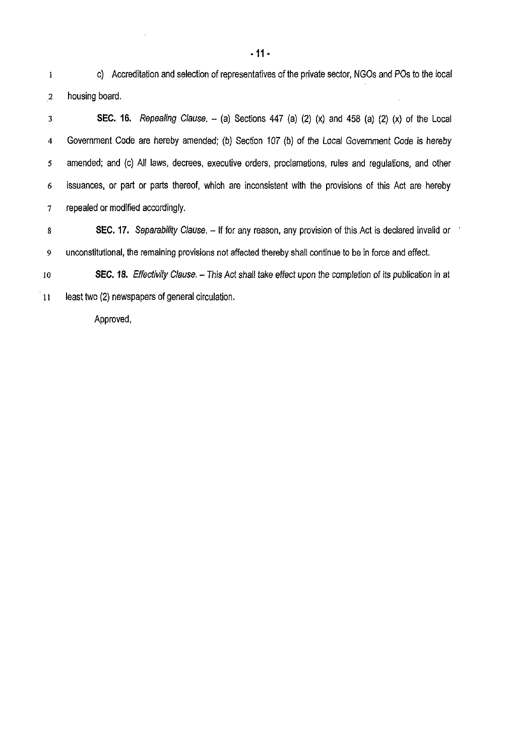c) Accreditation and selection of representatives of the private sector, NGOs and POs to the local housing board.

**SEC. 16.** *Repealing Clause.* – (a) Sections 447 (a) (2) (x) and 458 (a) (2) (x) of the Local Government Code are hereby amended; (b) Section 107 (b) of the Local Government Code is hereby amended; and (c) All laws, decrees, executive orders, proclamations, rules and regulations, and other issuances, or part or parts thereof, which are inconsistent with the provisions of this Act are hereby repealed or modified accordingly.

**SEC. 17.** *Separability Clause.* – If for any reason, any provision of this Act is declared invalid or unconstitutional, the remaining provisions not affected thereby shall continue to be in force and effect.

**SEC. 18.** *Effectivity Clause.* – This Act shall take effect upon the completion of its publication in at least two (2) newspapers of general circulation.

Approved,